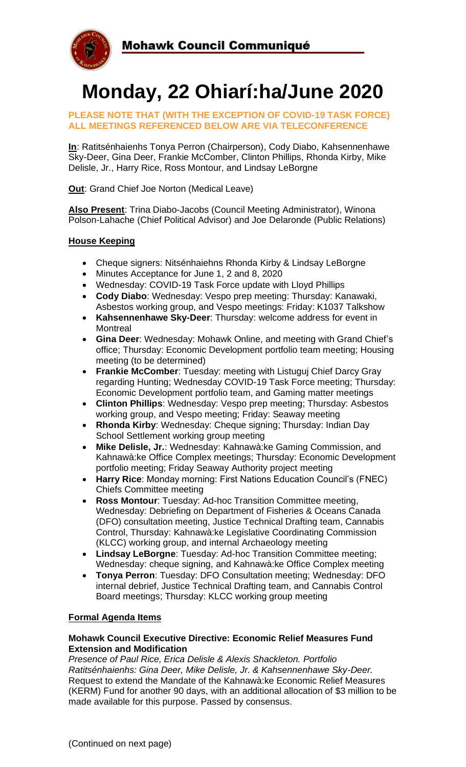# Mohawk Council Communiqué

# Monday, 22 Ohiarí:ha/June 2020

**PLEASE NOTE THAT (WITH THE EXCEPTION OF COVID-19 TASK FORCE) ALL MEETINGS REFERENCED BELOW ARE VIA TELECONFERENCE**

**In**: Ratitsénhaienhs Tonya Perron (Chairperson), Cody Diabo, Kahsennenhawe Sky-Deer, Gina Deer, Frankie McComber, Clinton Phillips, Rhonda Kirby, Mike Delisle, Jr., Harry Rice, Ross Montour, and Lindsay LeBorgne

**Out**: Grand Chief Joe Norton (Medical Leave)

**Also Present**: Trina Diabo-Jacobs (Council Meeting Administrator), Winona Polson-Lahache (Chief Political Advisor) and Joe Delaronde (Public Relations)

## House Keeping

- Cheque signers: Nitsénhaiehns Rhonda Kirby & Lindsay LeBorgne
- Minutes Acceptance for June 1, 2 and 8, 2020
- Wednesday: COVID-19 Task Force update with Lloyd Phillips
- **Cody Diabo**: Wednesday: Vespo prep meeting: Thursday: Kanawaki, Asbestos working group, and Vespo meetings: Friday: K1037 Talkshow
- **Kahsennenhawe Sky-Deer**: Thursday: welcome address for event in Montreal
- **Gina Deer**: Wednesday: Mohawk Online, and meeting with Grand Chief's office; Thursday: Economic Development portfolio team meeting; Housing meeting (to be determined)
- **Frankie McComber**: Tuesday: meeting with Listuguj Chief Darcy Gray regarding Hunting; Wednesday COVID-19 Task Force meeting; Thursday: Economic Development portfolio team, and Gaming matter meetings
- **Clinton Phillips**: Wednesday: Vespo prep meeting; Thursday: Asbestos working group, and Vespo meeting; Friday: Seaway meeting
- **Rhonda Kirby**: Wednesday: Cheque signing; Thursday: Indian Day School Settlement working group meeting
- **Mike Delisle, Jr.**: Wednesday: Kahnawà:ke Gaming Commission, and Kahnawà:ke Office Complex meetings; Thursday: Economic Development portfolio meeting; Friday Seaway Authority project meeting
- **Harry Rice**: Monday morning: First Nations Education Council's (FNEC) Chiefs Committee meeting
- **Ross Montour**: Tuesday: Ad-hoc Transition Committee meeting, Wednesday: Debriefing on Department of Fisheries & Oceans Canada (DFO) consultation meeting, Justice Technical Drafting team, Cannabis Control, Thursday: Kahnawà:ke Legislative Coordinating Commission (KLCC) working group, and internal Archaeology meeting
- **Lindsay LeBorgne**: Tuesday: Ad-hoc Transition Committee meeting; Wednesday: cheque signing, and Kahnawà:ke Office Complex meeting
- **Tonya Perron**: Tuesday: DFO Consultation meeting; Wednesday: DFO internal debrief, Justice Technical Drafting team, and Cannabis Control Board meetings; Thursday: KLCC working group meeting

## Formal Agenda Items

**Mohawk Council Executive Directive: Economic Relief Measures Fund Extension and Modification**

*Presence of Paul Rice, Erica Delisle & Alexis Shackleton. Portfolio Ratitsénhaienhs: Gina Deer, Mike Delisle, Jr. & Kahsennenhawe Sky-Deer.* Request to extend the Mandate of the Kahnawà:ke Economic Relief Measures (KERM) Fund for another 90 days, with an additional allocation of $3 million to be made available for this purpose. Passed by consensus.

(Continued on next page)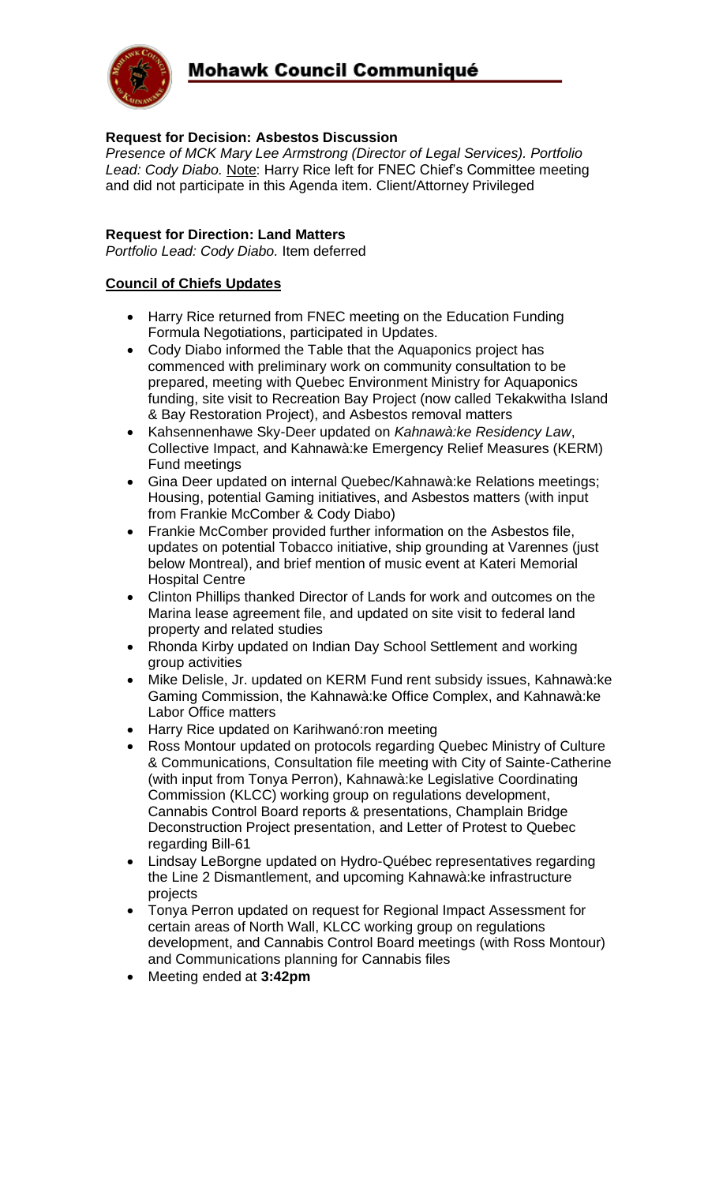**Request for Decision: Asbestos Discussion**
*Presence of MCK Mary Lee Armstrong (Director of Legal Services). Portfolio Lead: Cody Diabo.* Note: Harry Rice left for FNEC Chief's Committee meeting and did not participate in this Agenda item. Client/Attorney Privileged

**Request for Direction: Land Matters**
*Portfolio Lead: Cody Diabo.* Item deferred

**Council of Chiefs Updates**

- Harry Rice returned from FNEC meeting on the Education Funding Formula Negotiations, participated in Updates.
- Cody Diabo informed the Table that the Aquaponics project has commenced with preliminary work on community consultation to be prepared, meeting with Quebec Environment Ministry for Aquaponics funding, site visit to Recreation Bay Project (now called Tekakwitha Island & Bay Restoration Project), and Asbestos removal matters
- Kahsennenhawe Sky-Deer updated on *Kahnawà:ke Residency Law*, Collective Impact, and Kahnawà:ke Emergency Relief Measures (KERM) Fund meetings
- Gina Deer updated on internal Quebec/Kahnawà:ke Relations meetings; Housing, potential Gaming initiatives, and Asbestos matters (with input from Frankie McComber & Cody Diabo)
- Frankie McComber provided further information on the Asbestos file, updates on potential Tobacco initiative, ship grounding at Varennes (just below Montreal), and brief mention of music event at Kateri Memorial Hospital Centre
- Clinton Phillips thanked Director of Lands for work and outcomes on the Marina lease agreement file, and updated on site visit to federal land property and related studies
- Rhonda Kirby updated on Indian Day School Settlement and working group activities
- Mike Delisle, Jr. updated on KERM Fund rent subsidy issues, Kahnawà:ke Gaming Commission, the Kahnawà:ke Office Complex, and Kahnawà:ke Labor Office matters
- Harry Rice updated on Karihwanó:ron meeting
- Ross Montour updated on protocols regarding Quebec Ministry of Culture & Communications, Consultation file meeting with City of Sainte-Catherine (with input from Tonya Perron), Kahnawà:ke Legislative Coordinating Commission (KLCC) working group on regulations development, Cannabis Control Board reports & presentations, Champlain Bridge Deconstruction Project presentation, and Letter of Protest to Quebec regarding Bill-61
- Lindsay LeBorgne updated on Hydro-Québec representatives regarding the Line 2 Dismantlement, and upcoming Kahnawà:ke infrastructure projects
- Tonya Perron updated on request for Regional Impact Assessment for certain areas of North Wall, KLCC working group on regulations development, and Cannabis Control Board meetings (with Ross Montour) and Communications planning for Cannabis files
- Meeting ended at **3:42pm**